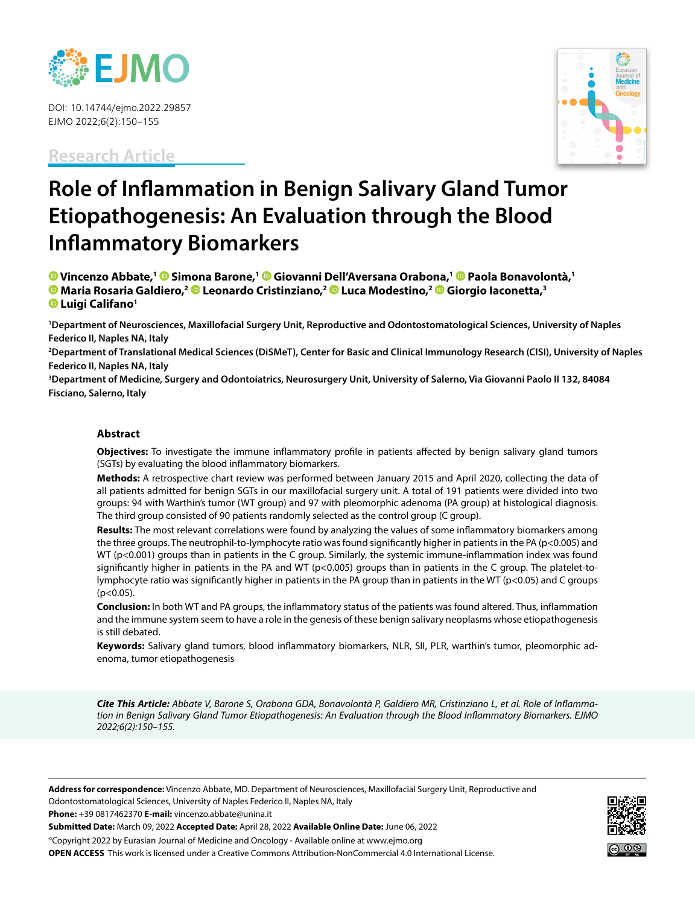DOI: 10.14744/ejmo.2022.29857

**Research Article**

# Role of Inflammation in Benign Salivary Gland Tumor Etiopathogenesis: An Evaluation through the Blood Inflammatory Biomarkers

**Vincenzo Abbate,[1] Simona Barone,[1] Giovanni Dell'Aversana Orabona,[1] Paola Bonavolontà,[1] Maria Rosaria Galdiero,[2] Leonardo Cristinziano,[2] Luca Modestino,[2] Giorgio Iaconetta,[3] Luigi Califano[1]**

[1]Department of Neurosciences, Maxillofacial Surgery Unit, Reproductive and Odontostomatological Sciences, University of Naples Federico II, Naples NA, Italy

[2]Department of Translational Medical Sciences (DiSMeT), Center for Basic and Clinical Immunology Research (CISI), University of Naples Federico II, Naples NA, Italy

[3]Department of Medicine, Surgery and Odontoiatrics, Neurosurgery Unit, University of Salerno, Via Giovanni Paolo II 132, 84084 Fisciano, Salerno, Italy

## Abstract

**Objectives:** To investigate the immune inflammatory profile in patients affected by benign salivary gland tumors (SGTs) by evaluating the blood inflammatory biomarkers.

**Methods:** A retrospective chart review was performed between January 2015 and April 2020, collecting the data of all patients admitted for benign SGTs in our maxillofacial surgery unit. A total of 191 patients were divided into two groups: 94 with Warthin's tumor (WT group) and 97 with pleomorphic adenoma (PA group) at histological diagnosis. The third group consisted of 90 patients randomly selected as the control group (C group).

**Results:** The most relevant correlations were found by analyzing the values of some inflammatory biomarkers among the three groups. The neutrophil-to-lymphocyte ratio was found significantly higher in patients in the PA ($p<0.005$) and WT ($p<0.001$) groups than in patients in the C group. Similarly, the systemic immune-inflammation index was found significantly higher in patients in the PA and WT ($p<0.005$) groups than in patients in the C group. The platelet-to-lymphocyte ratio was significantly higher in patients in the PA group than in patients in the WT ($p<0.05$) and C groups ($p<0.05$).

**Conclusion:** In both WT and PA groups, the inflammatory status of the patients was found altered. Thus, inflammation and the immune system seem to have a role in the genesis of these benign salivary neoplasms whose etiopathogenesis is still debated.

**Keywords:** Salivary gland tumors, blood inflammatory biomarkers, NLR, SII, PLR, warthin's tumor, pleomorphic adenoma, tumor etiopathogenesis

***Cite This Article:*** *Abbate V, Barone S, Orabona GDA, Bonavolontà P, Galdiero MR, Cristinziano L, et al. Role of Inflammation in Benign Salivary Gland Tumor Etiopathogenesis: An Evaluation through the Blood Inflammatory Biomarkers. EJMO 2022;6(2):150–155.*

**Address for correspondence:** Vincenzo Abbate, MD. Department of Neurosciences, Maxillofacial Surgery Unit, Reproductive and Odontostomatological Sciences, University of Naples Federico II, Naples NA, Italy

**Phone:** +39 0817462370 **E-mail:** vincenzo.abbate@unina.it

**Submitted Date:** March 09, 2022 **Accepted Date:** April 28, 2022 **Available Online Date:** June 06, 2022

©Copyright 2022 by Eurasian Journal of Medicine and Oncology - Available online at www.ejmo.org

**OPEN ACCESS** This work is licensed under a Creative Commons Attribution-NonCommercial 4.0 International License.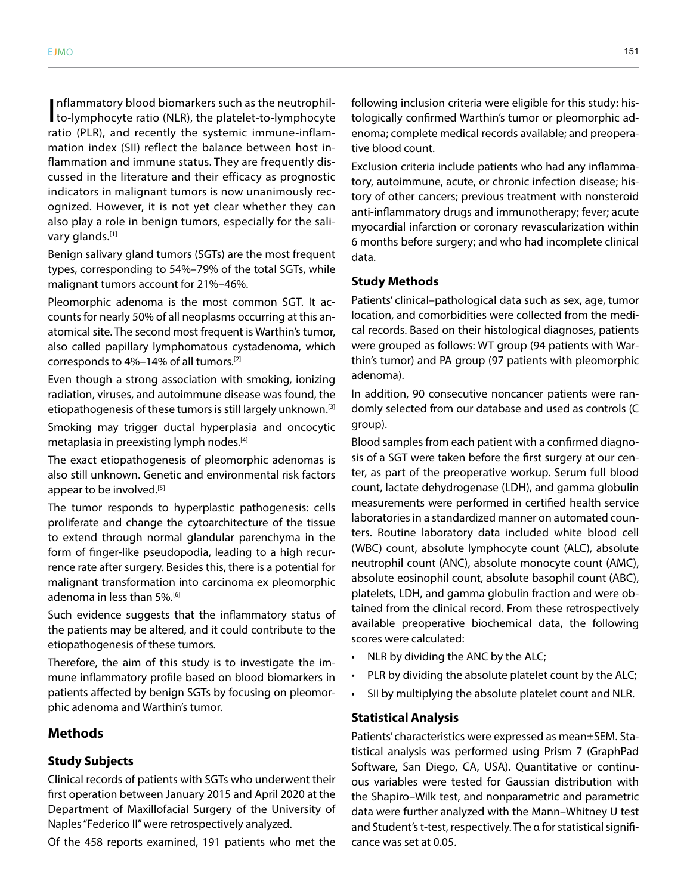Inflammatory blood biomarkers such as the neutrophil-to-lymphocyte ratio (NLR), the platelet-to-lymphocyte ratio (PLR), and recently the systemic immune-inflammation index (SII) reflect the balance between host inflammation and immune status. They are frequently discussed in the literature and their efficacy as prognostic indicators in malignant tumors is now unanimously recognized. However, it is not yet clear whether they can also play a role in benign tumors, especially for the salivary glands.[1]

Benign salivary gland tumors (SGTs) are the most frequent types, corresponding to 54%–79% of the total SGTs, while malignant tumors account for 21%–46%.

Pleomorphic adenoma is the most common SGT. It accounts for nearly 50% of all neoplasms occurring at this anatomical site. The second most frequent is Warthin's tumor, also called papillary lymphomatous cystadenoma, which corresponds to 4%–14% of all tumors.[2]

Even though a strong association with smoking, ionizing radiation, viruses, and autoimmune disease was found, the etiopathogenesis of these tumors is still largely unknown.[3]

Smoking may trigger ductal hyperplasia and oncocytic metaplasia in preexisting lymph nodes.[4]

The exact etiopathogenesis of pleomorphic adenomas is also still unknown. Genetic and environmental risk factors appear to be involved.[5]

The tumor responds to hyperplastic pathogenesis: cells proliferate and change the cytoarchitecture of the tissue to extend through normal glandular parenchyma in the form of finger-like pseudopodia, leading to a high recurrence rate after surgery. Besides this, there is a potential for malignant transformation into carcinoma ex pleomorphic adenoma in less than 5%.[6]

Such evidence suggests that the inflammatory status of the patients may be altered, and it could contribute to the etiopathogenesis of these tumors.

Therefore, the aim of this study is to investigate the immune inflammatory profile based on blood biomarkers in patients affected by benign SGTs by focusing on pleomorphic adenoma and Warthin's tumor.

## Methods

### Study Subjects

Clinical records of patients with SGTs who underwent their first operation between January 2015 and April 2020 at the Department of Maxillofacial Surgery of the University of Naples "Federico II" were retrospectively analyzed.

Of the 458 reports examined, 191 patients who met the following inclusion criteria were eligible for this study: histologically confirmed Warthin's tumor or pleomorphic adenoma; complete medical records available; and preoperative blood count.

Exclusion criteria include patients who had any inflammatory, autoimmune, acute, or chronic infection disease; history of other cancers; previous treatment with nonsteroid anti-inflammatory drugs and immunotherapy; fever; acute myocardial infarction or coronary revascularization within 6 months before surgery; and who had incomplete clinical data.

### Study Methods

Patients' clinical–pathological data such as sex, age, tumor location, and comorbidities were collected from the medical records. Based on their histological diagnoses, patients were grouped as follows: WT group (94 patients with Warthin's tumor) and PA group (97 patients with pleomorphic adenoma).

In addition, 90 consecutive noncancer patients were randomly selected from our database and used as controls (C group).

Blood samples from each patient with a confirmed diagnosis of a SGT were taken before the first surgery at our center, as part of the preoperative workup. Serum full blood count, lactate dehydrogenase (LDH), and gamma globulin measurements were performed in certified health service laboratories in a standardized manner on automated counters. Routine laboratory data included white blood cell (WBC) count, absolute lymphocyte count (ALC), absolute neutrophil count (ANC), absolute monocyte count (AMC), absolute eosinophil count, absolute basophil count (ABC), platelets, LDH, and gamma globulin fraction and were obtained from the clinical record. From these retrospectively available preoperative biochemical data, the following scores were calculated:

- NLR by dividing the ANC by the ALC;
- PLR by dividing the absolute platelet count by the ALC;
- SII by multiplying the absolute platelet count and NLR.

### Statistical Analysis

Patients' characteristics were expressed as mean±SEM. Statistical analysis was performed using Prism 7 (GraphPad Software, San Diego, CA, USA). Quantitative or continuous variables were tested for Gaussian distribution with the Shapiro–Wilk test, and nonparametric and parametric data were further analyzed with the Mann–Whitney U test and Student's t-test, respectively. The α for statistical significance was set at 0.05.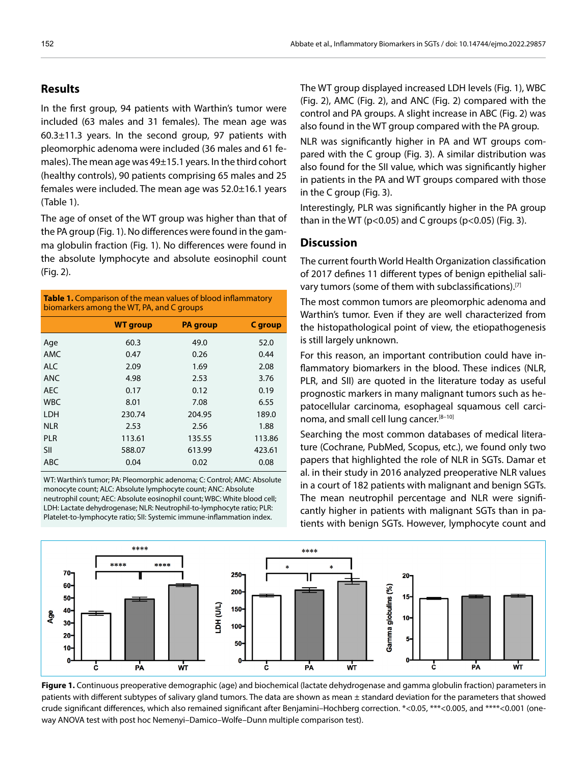## Results

In the first group, 94 patients with Warthin's tumor were included (63 males and 31 females). The mean age was 60.3±11.3 years. In the second group, 97 patients with pleomorphic adenoma were included (36 males and 61 females). The mean age was 49±15.1 years. In the third cohort (healthy controls), 90 patients comprising 65 males and 25 females were included. The mean age was 52.0±16.1 years (Table 1).

The age of onset of the WT group was higher than that of the PA group (Fig. 1). No differences were found in the gamma globulin fraction (Fig. 1). No differences were found in the absolute lymphocyte and absolute eosinophil count (Fig. 2).

**Table 1.** Comparison of the mean values of blood inflammatory biomarkers among the WT, PA, and C groups

| | WT group | PA group | C group |
|---|---|---|---|
| Age | 60.3 | 49.0 | 52.0 |
| AMC | 0.47 | 0.26 | 0.44 |
| ALC | 2.09 | 1.69 | 2.08 |
| ANC | 4.98 | 2.53 | 3.76 |
| AEC | 0.17 | 0.12 | 0.19 |
| WBC | 8.01 | 7.08 | 6.55 |
| LDH | 230.74 | 204.95 | 189.0 |
| NLR | 2.53 | 2.56 | 1.88 |
| PLR | 113.61 | 135.55 | 113.86 |
| SII | 588.07 | 613.99 | 423.61 |
| ABC | 0.04 | 0.02 | 0.08 |

WT: Warthin's tumor; PA: Pleomorphic adenoma; C: Control; AMC: Absolute monocyte count; ALC: Absolute lymphocyte count; ANC: Absolute neutrophil count; AEC: Absolute eosinophil count; WBC: White blood cell; LDH: Lactate dehydrogenase; NLR: Neutrophil-to-lymphocyte ratio; PLR: Platelet-to-lymphocyte ratio; SII: Systemic immune-inflammation index.

The WT group displayed increased LDH levels (Fig. 1), WBC (Fig. 2), AMC (Fig. 2), and ANC (Fig. 2) compared with the control and PA groups. A slight increase in ABC (Fig. 2) was also found in the WT group compared with the PA group.

NLR was significantly higher in PA and WT groups compared with the C group (Fig. 3). A similar distribution was also found for the SII value, which was significantly higher in patients in the PA and WT groups compared with those in the C group (Fig. 3).

Interestingly, PLR was significantly higher in the PA group than in the WT ($p<0.05$) and C groups ($p<0.05$) (Fig. 3).

## Discussion

The current fourth World Health Organization classification of 2017 defines 11 different types of benign epithelial salivary tumors (some of them with subclassifications).[7]

The most common tumors are pleomorphic adenoma and Warthin's tumor. Even if they are well characterized from the histopathological point of view, the etiopathogenesis is still largely unknown.

For this reason, an important contribution could have inflammatory biomarkers in the blood. These indices (NLR, PLR, and SII) are quoted in the literature today as useful prognostic markers in many malignant tumors such as hepatocellular carcinoma, esophageal squamous cell carcinoma, and small cell lung cancer.[8–10]

Searching the most common databases of medical literature (Cochrane, PubMed, Scopus, etc.), we found only two papers that highlighted the role of NLR in SGTs. Damar et al. in their study in 2016 analyzed preoperative NLR values in a court of 182 patients with malignant and benign SGTs. The mean neutrophil percentage and NLR were significantly higher in patients with malignant SGTs than in patients with benign SGTs. However, lymphocyte count and

**Figure 1.** Continuous preoperative demographic (age) and biochemical (lactate dehydrogenase and gamma globulin fraction) parameters in patients with different subtypes of salivary gland tumors. The data are shown as mean ± standard deviation for the parameters that showed crude significant differences, which also remained significant after Benjamini–Hochberg correction. *<0.05, ***<0.005, and ****<0.001 (one-way ANOVA test with post hoc Nemenyi–Damico–Wolfe–Dunn multiple comparison test).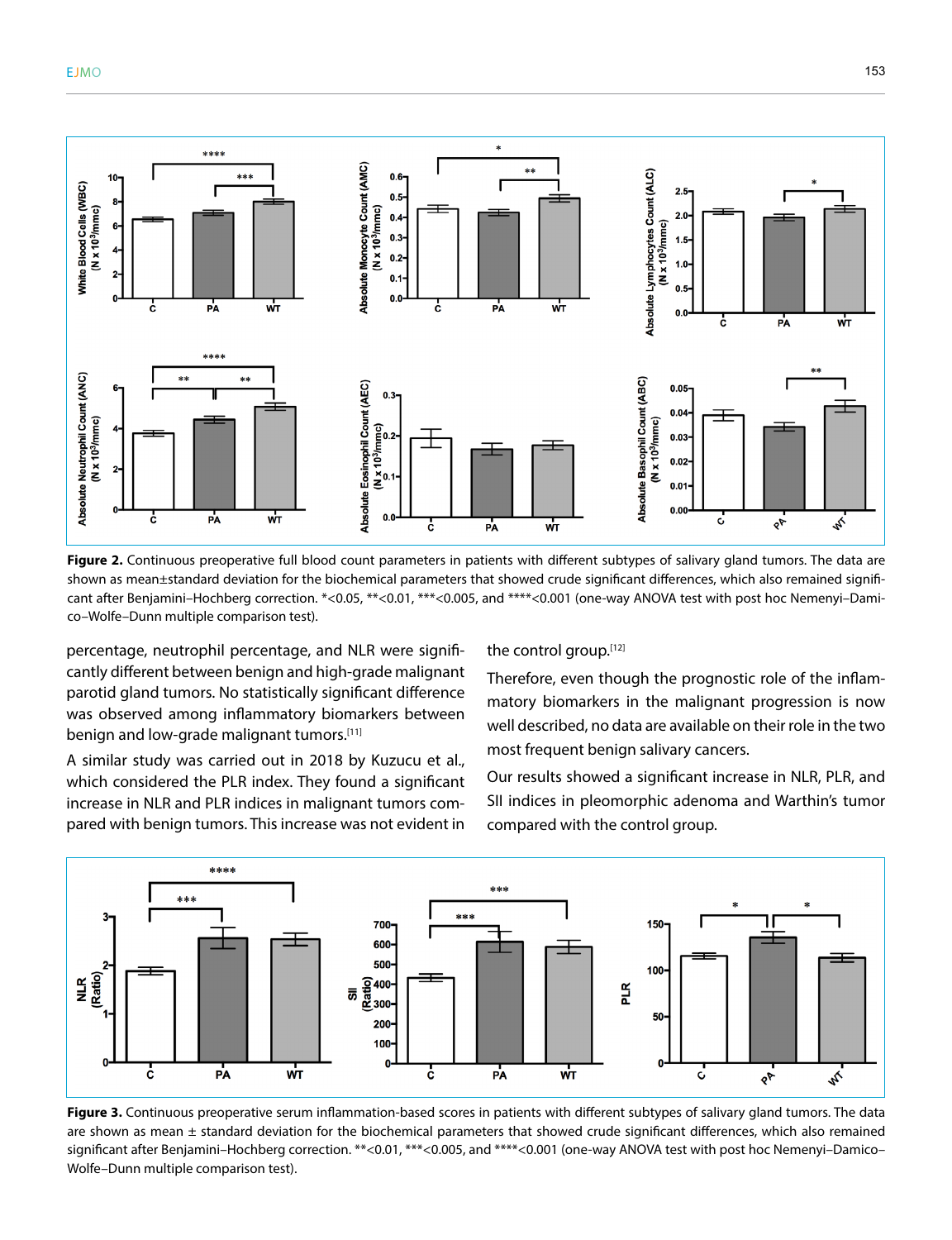**Figure 2.** Continuous preoperative full blood count parameters in patients with different subtypes of salivary gland tumors. The data are shown as mean±standard deviation for the biochemical parameters that showed crude significant differences, which also remained significant after Benjamini–Hochberg correction. *<0.05, **<0.01, ***<0.005, and ****<0.001 (one-way ANOVA test with post hoc Nemenyi–Damico–Wolfe–Dunn multiple comparison test).

percentage, neutrophil percentage, and NLR were significantly different between benign and high-grade malignant parotid gland tumors. No statistically significant difference was observed among inflammatory biomarkers between benign and low-grade malignant tumors.[11]

A similar study was carried out in 2018 by Kuzucu et al., which considered the PLR index. They found a significant increase in NLR and PLR indices in malignant tumors compared with benign tumors. This increase was not evident in the control group.[12]

Therefore, even though the prognostic role of the inflammatory biomarkers in the malignant progression is now well described, no data are available on their role in the two most frequent benign salivary cancers.

Our results showed a significant increase in NLR, PLR, and SII indices in pleomorphic adenoma and Warthin's tumor compared with the control group.

**Figure 3.** Continuous preoperative serum inflammation-based scores in patients with different subtypes of salivary gland tumors. The data are shown as mean ± standard deviation for the biochemical parameters that showed crude significant differences, which also remained significant after Benjamini–Hochberg correction. **<0.01, ***<0.005, and ****<0.001 (one-way ANOVA test with post hoc Nemenyi–Damico–Wolfe–Dunn multiple comparison test).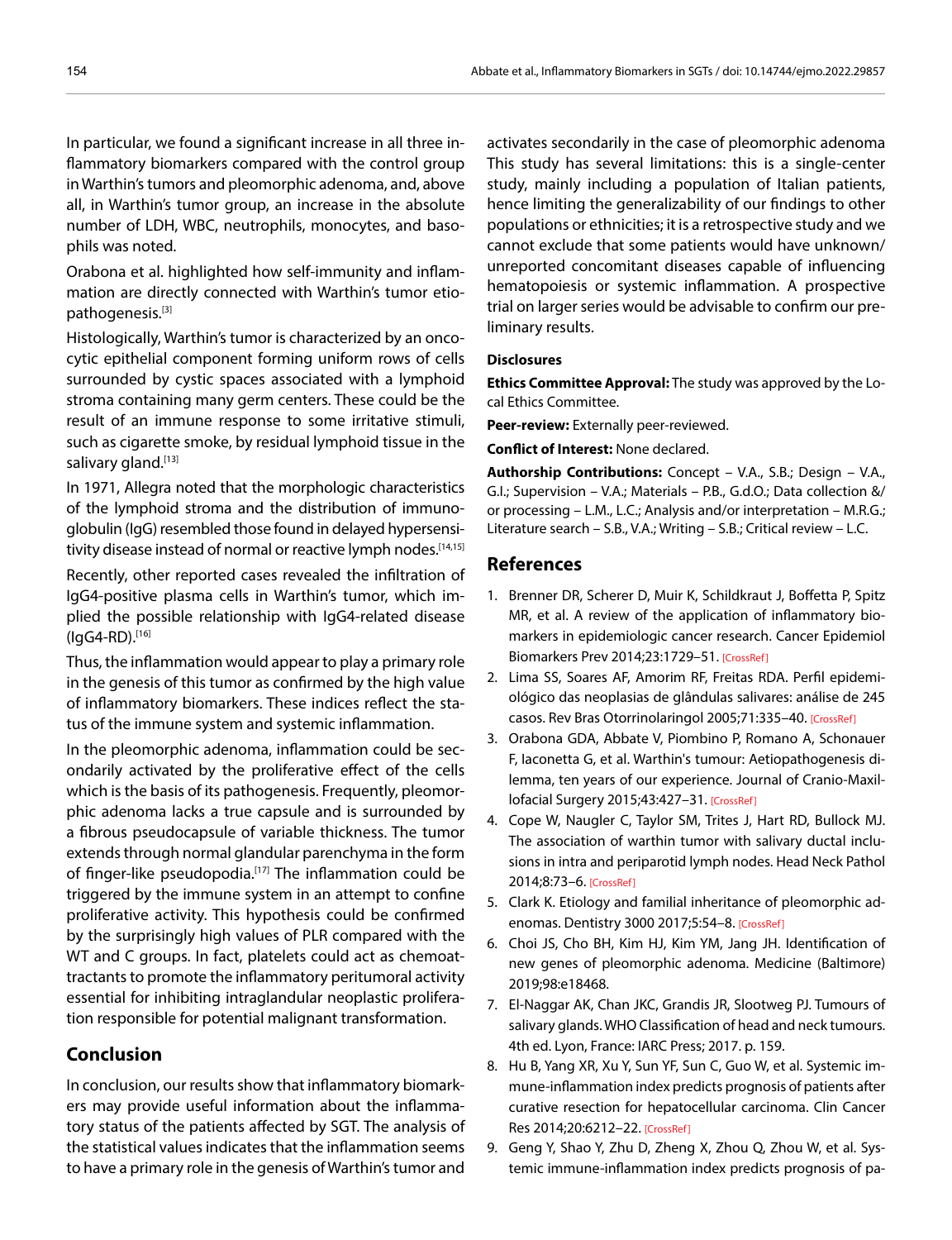In particular, we found a significant increase in all three inflammatory biomarkers compared with the control group in Warthin's tumors and pleomorphic adenoma, and, above all, in Warthin's tumor group, an increase in the absolute number of LDH, WBC, neutrophils, monocytes, and basophils was noted.

Orabona et al. highlighted how self-immunity and inflammation are directly connected with Warthin's tumor etiopathogenesis.[3]

Histologically, Warthin's tumor is characterized by an oncocytic epithelial component forming uniform rows of cells surrounded by cystic spaces associated with a lymphoid stroma containing many germ centers. These could be the result of an immune response to some irritative stimuli, such as cigarette smoke, by residual lymphoid tissue in the salivary gland.[13]

In 1971, Allegra noted that the morphologic characteristics of the lymphoid stroma and the distribution of immunoglobulin (IgG) resembled those found in delayed hypersensitivity disease instead of normal or reactive lymph nodes.[14,15]

Recently, other reported cases revealed the infiltration of IgG4-positive plasma cells in Warthin's tumor, which implied the possible relationship with IgG4-related disease (IgG4-RD).[16]

Thus, the inflammation would appear to play a primary role in the genesis of this tumor as confirmed by the high value of inflammatory biomarkers. These indices reflect the status of the immune system and systemic inflammation.

In the pleomorphic adenoma, inflammation could be secondarily activated by the proliferative effect of the cells which is the basis of its pathogenesis. Frequently, pleomorphic adenoma lacks a true capsule and is surrounded by a fibrous pseudocapsule of variable thickness. The tumor extends through normal glandular parenchyma in the form of finger-like pseudopodia.[17] The inflammation could be triggered by the immune system in an attempt to confine proliferative activity. This hypothesis could be confirmed by the surprisingly high values of PLR compared with the WT and C groups. In fact, platelets could act as chemoattractants to promote the inflammatory peritumoral activity essential for inhibiting intraglandular neoplastic proliferation responsible for potential malignant transformation.

## Conclusion

In conclusion, our results show that inflammatory biomarkers may provide useful information about the inflammatory status of the patients affected by SGT. The analysis of the statistical values indicates that the inflammation seems to have a primary role in the genesis of Warthin's tumor and activates secondarily in the case of pleomorphic adenoma This study has several limitations: this is a single-center study, mainly including a population of Italian patients, hence limiting the generalizability of our findings to other populations or ethnicities; it is a retrospective study and we cannot exclude that some patients would have unknown/unreported concomitant diseases capable of influencing hematopoiesis or systemic inflammation. A prospective trial on larger series would be advisable to confirm our preliminary results.

### Disclosures

**Ethics Committee Approval:** The study was approved by the Local Ethics Committee.

**Peer-review:** Externally peer-reviewed.

**Conflict of Interest:** None declared.

**Authorship Contributions:** Concept – V.A., S.B.; Design – V.A., G.I.; Supervision – V.A.; Materials – P.B., G.d.O.; Data collection &/or processing – L.M., L.C.; Analysis and/or interpretation – M.R.G.; Literature search – S.B., V.A.; Writing – S.B.; Critical review – L.C.

## References

1. Brenner DR, Scherer D, Muir K, Schildkraut J, Boffetta P, Spitz MR, et al. A review of the application of inflammatory biomarkers in epidemiologic cancer research. Cancer Epidemiol Biomarkers Prev 2014;23:1729–51. [CrossRef]
2. Lima SS, Soares AF, Amorim RF, Freitas RDA. Perfil epidemiológico das neoplasias de glândulas salivares: análise de 245 casos. Rev Bras Otorrinolaringol 2005;71:335–40. [CrossRef]
3. Orabona GDA, Abbate V, Piombino P, Romano A, Schonauer F, Iaconetta G, et al. Warthin's tumour: Aetiopathogenesis dilemma, ten years of our experience. Journal of Cranio-Maxillofacial Surgery 2015;43:427–31. [CrossRef]
4. Cope W, Naugler C, Taylor SM, Trites J, Hart RD, Bullock MJ. The association of warthin tumor with salivary ductal inclusions in intra and periparotid lymph nodes. Head Neck Pathol 2014;8:73–6. [CrossRef]
5. Clark K. Etiology and familial inheritance of pleomorphic adenomas. Dentistry 3000 2017;5:54–8. [CrossRef]
6. Choi JS, Cho BH, Kim HJ, Kim YM, Jang JH. Identification of new genes of pleomorphic adenoma. Medicine (Baltimore) 2019;98:e18468.
7. El-Naggar AK, Chan JKC, Grandis JR, Slootweg PJ. Tumours of salivary glands. WHO Classification of head and neck tumours. 4th ed. Lyon, France: IARC Press; 2017. p. 159.
8. Hu B, Yang XR, Xu Y, Sun YF, Sun C, Guo W, et al. Systemic immune-inflammation index predicts prognosis of patients after curative resection for hepatocellular carcinoma. Clin Cancer Res 2014;20:6212–22. [CrossRef]
9. Geng Y, Shao Y, Zhu D, Zheng X, Zhou Q, Zhou W, et al. Systemic immune-inflammation index predicts prognosis of pa-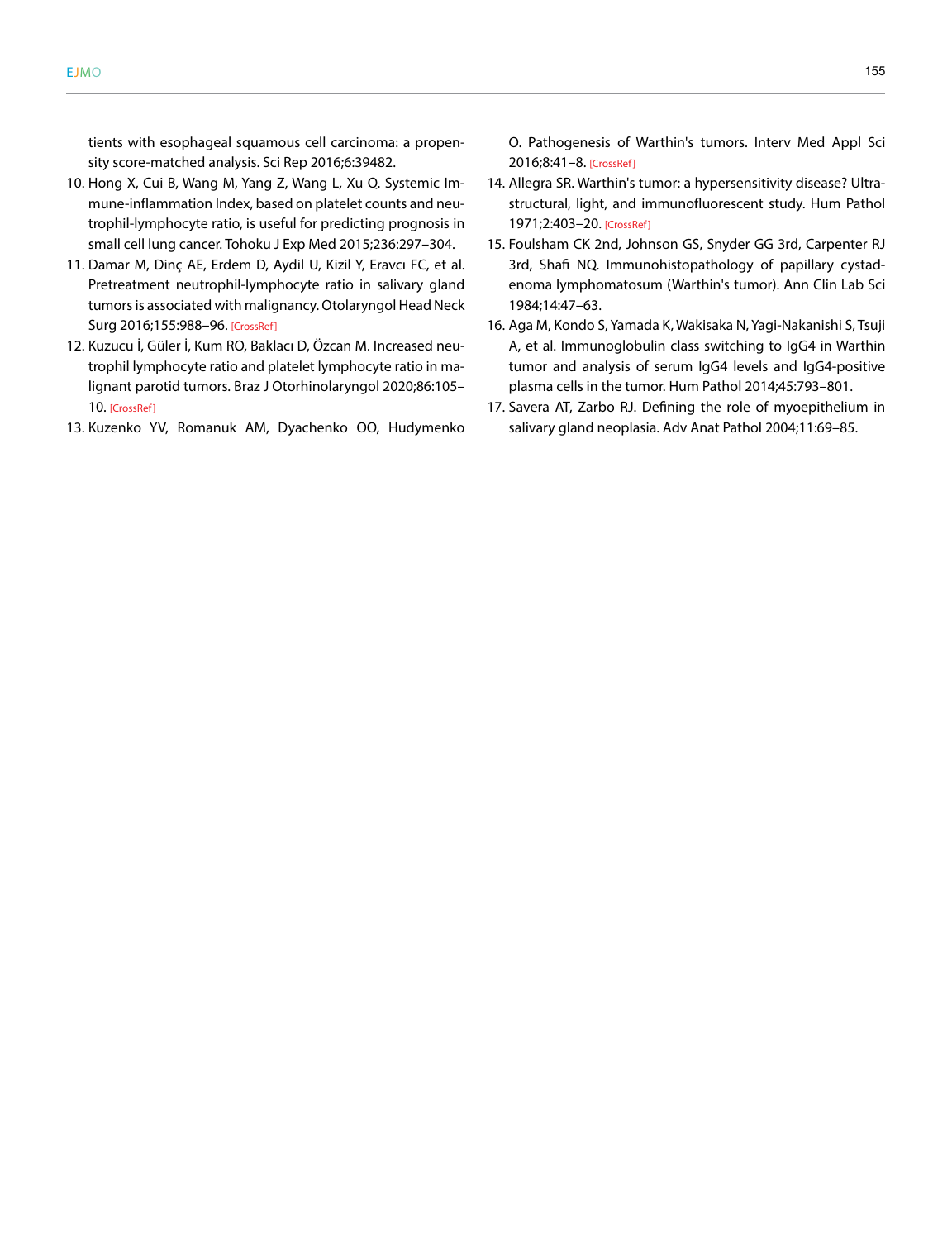tients with esophageal squamous cell carcinoma: a propensity score-matched analysis. Sci Rep 2016;6:39482.

10. Hong X, Cui B, Wang M, Yang Z, Wang L, Xu Q. Systemic Immune-inflammation Index, based on platelet counts and neutrophil-lymphocyte ratio, is useful for predicting prognosis in small cell lung cancer. Tohoku J Exp Med 2015;236:297–304.
11. Damar M, Dinç AE, Erdem D, Aydil U, Kizil Y, Eravcı FC, et al. Pretreatment neutrophil-lymphocyte ratio in salivary gland tumors is associated with malignancy. Otolaryngol Head Neck Surg 2016;155:988–96. [CrossRef]
12. Kuzucu İ, Güler İ, Kum RO, Baklacı D, Özcan M. Increased neutrophil lymphocyte ratio and platelet lymphocyte ratio in malignant parotid tumors. Braz J Otorhinolaryngol 2020;86:105–10. [CrossRef]
13. Kuzenko YV, Romanuk AM, Dyachenko OO, Hudymenko O. Pathogenesis of Warthin's tumors. Interv Med Appl Sci 2016;8:41–8. [CrossRef]
14. Allegra SR. Warthin's tumor: a hypersensitivity disease? Ultrastructural, light, and immunofluorescent study. Hum Pathol 1971;2:403–20. [CrossRef]
15. Foulsham CK 2nd, Johnson GS, Snyder GG 3rd, Carpenter RJ 3rd, Shafi NQ. Immunohistopathology of papillary cystadenoma lymphomatosum (Warthin's tumor). Ann Clin Lab Sci 1984;14:47–63.
16. Aga M, Kondo S, Yamada K, Wakisaka N, Yagi-Nakanishi S, Tsuji A, et al. Immunoglobulin class switching to IgG4 in Warthin tumor and analysis of serum IgG4 levels and IgG4-positive plasma cells in the tumor. Hum Pathol 2014;45:793–801.
17. Savera AT, Zarbo RJ. Defining the role of myoepithelium in salivary gland neoplasia. Adv Anat Pathol 2004;11:69–85.